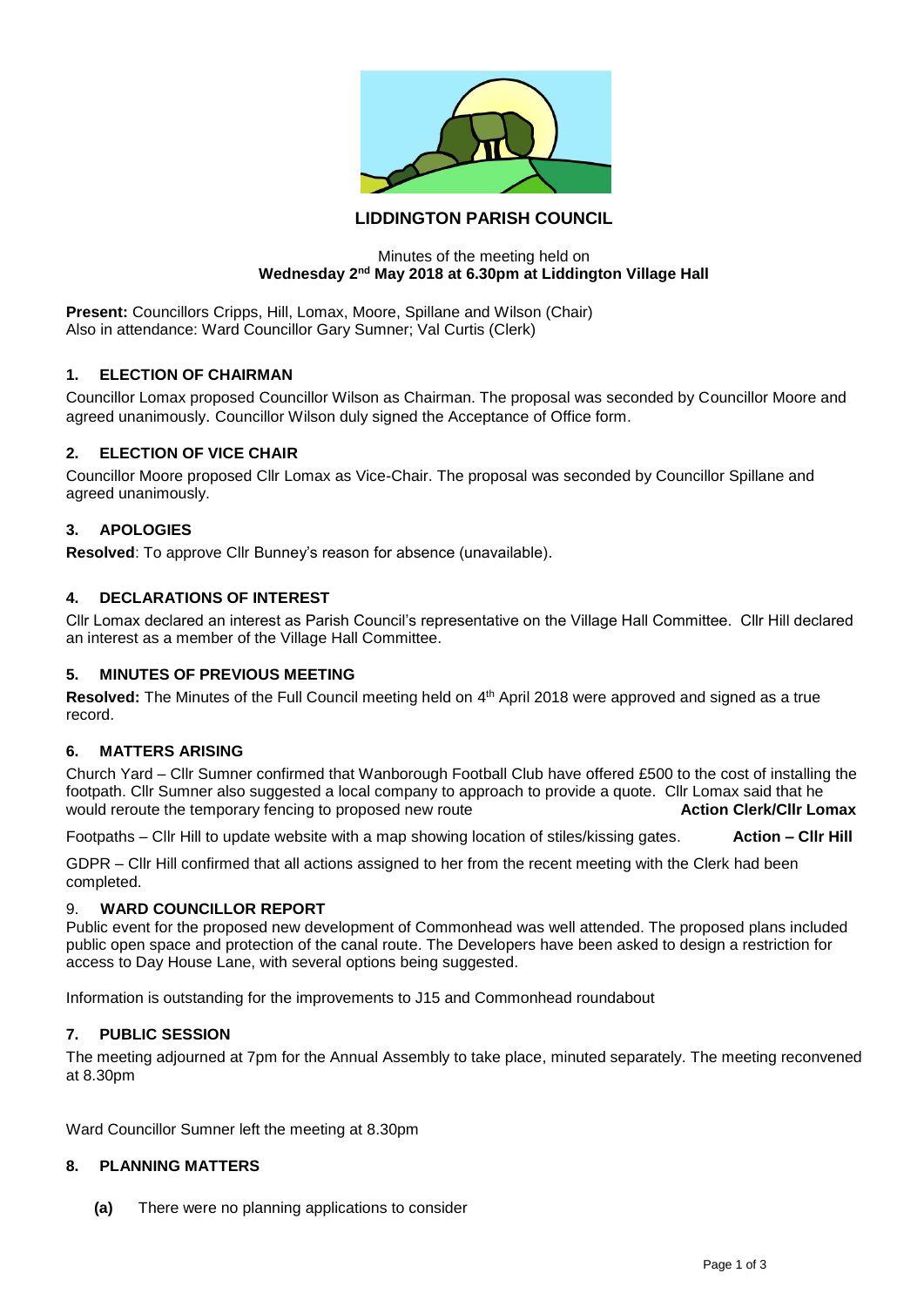# LIDDINGTON PARISH COUNCIL

Minutes of the meeting held on
**Wednesday 2nd May 2018 at 6.30pm at Liddington Village Hall**

**Present:** Councillors Cripps, Hill, Lomax, Moore, Spillane and Wilson (Chair)
Also in attendance: Ward Councillor Gary Sumner; Val Curtis (Clerk)

## 1. ELECTION OF CHAIRMAN

Councillor Lomax proposed Councillor Wilson as Chairman. The proposal was seconded by Councillor Moore and agreed unanimously. Councillor Wilson duly signed the Acceptance of Office form.

## 2. ELECTION OF VICE CHAIR

Councillor Moore proposed Cllr Lomax as Vice-Chair. The proposal was seconded by Councillor Spillane and agreed unanimously.

## 3. APOLOGIES

**Resolved**: To approve Cllr Bunney's reason for absence (unavailable).

## 4. DECLARATIONS OF INTEREST

Cllr Lomax declared an interest as Parish Council's representative on the Village Hall Committee. Cllr Hill declared an interest as a member of the Village Hall Committee.

## 5. MINUTES OF PREVIOUS MEETING

**Resolved:** The Minutes of the Full Council meeting held on 4th April 2018 were approved and signed as a true record.

## 6. MATTERS ARISING

Church Yard – Cllr Sumner confirmed that Wanborough Football Club have offered £500 to the cost of installing the footpath. Cllr Sumner also suggested a local company to approach to provide a quote. Cllr Lomax said that he would reroute the temporary fencing to proposed new route **Action Clerk/Cllr Lomax**

Footpaths – Cllr Hill to update website with a map showing location of stiles/kissing gates. **Action – Cllr Hill**

GDPR – Cllr Hill confirmed that all actions assigned to her from the recent meeting with the Clerk had been completed.

## 9. WARD COUNCILLOR REPORT

Public event for the proposed new development of Commonhead was well attended. The proposed plans included public open space and protection of the canal route. The Developers have been asked to design a restriction for access to Day House Lane, with several options being suggested.

Information is outstanding for the improvements to J15 and Commonhead roundabout

## 7. PUBLIC SESSION

The meeting adjourned at 7pm for the Annual Assembly to take place, minuted separately. The meeting reconvened at 8.30pm

Ward Councillor Sumner left the meeting at 8.30pm

## 8. PLANNING MATTERS

**(a)** There were no planning applications to consider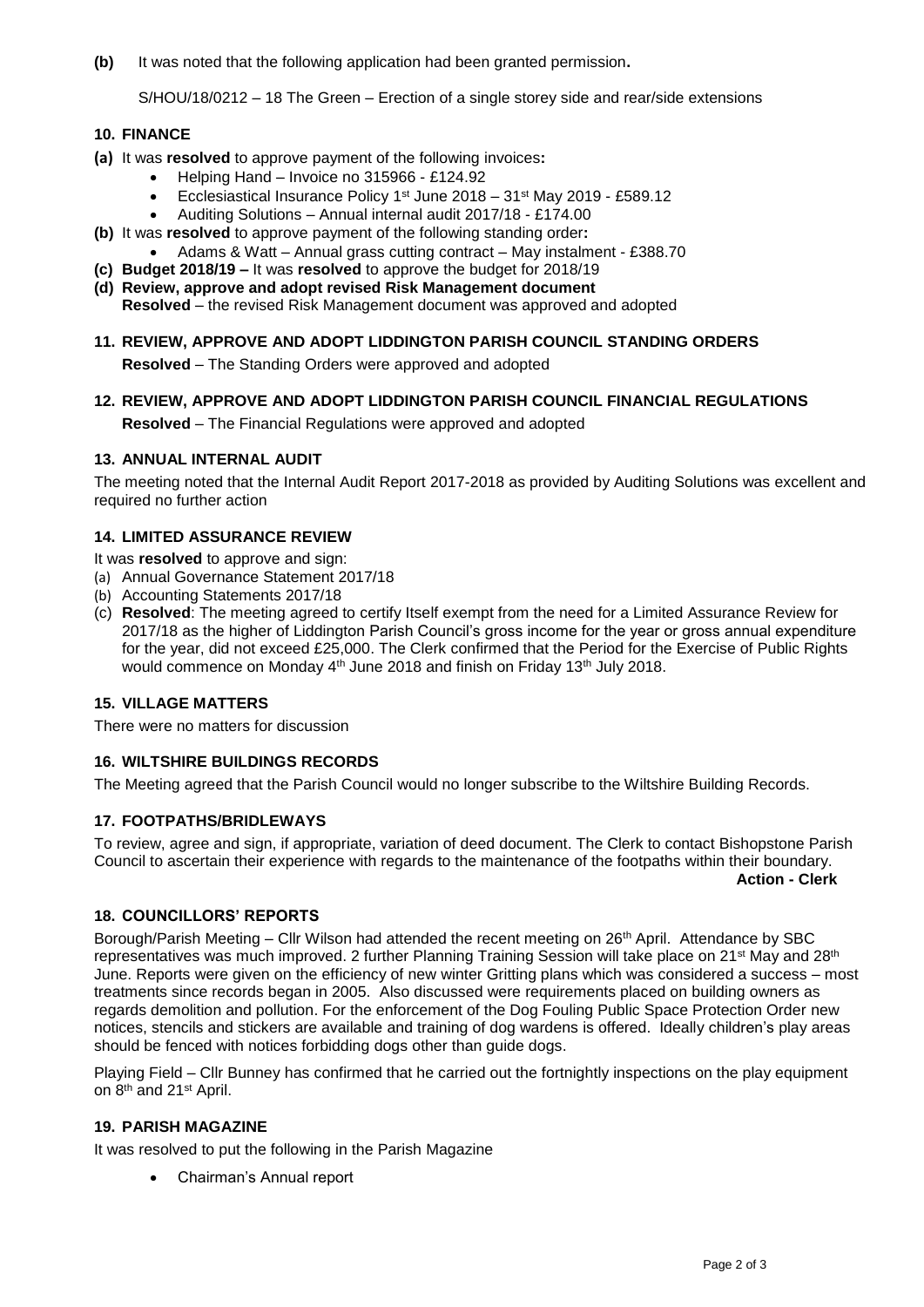**(b)** It was noted that the following application had been granted permission**.**

S/HOU/18/0212 – 18 The Green – Erection of a single storey side and rear/side extensions

## 10. FINANCE

**(a)** It was **resolved** to approve payment of the following invoices**:**

- Helping Hand – Invoice no 315966 - £124.92
- Ecclesiastical Insurance Policy 1st June 2018 – 31st May 2019 - £589.12
- Auditing Solutions – Annual internal audit 2017/18 - £174.00

**(b)** It was **resolved** to approve payment of the following standing order**:**

- Adams & Watt – Annual grass cutting contract – May instalment - £388.70

**(c) Budget 2018/19 –** It was **resolved** to approve the budget for 2018/19

**(d) Review, approve and adopt revised Risk Management document**
**Resolved** – the revised Risk Management document was approved and adopted

## 11. REVIEW, APPROVE AND ADOPT LIDDINGTON PARISH COUNCIL STANDING ORDERS

**Resolved** – The Standing Orders were approved and adopted

## 12. REVIEW, APPROVE AND ADOPT LIDDINGTON PARISH COUNCIL FINANCIAL REGULATIONS

**Resolved** – The Financial Regulations were approved and adopted

## 13. ANNUAL INTERNAL AUDIT

The meeting noted that the Internal Audit Report 2017-2018 as provided by Auditing Solutions was excellent and required no further action

## 14. LIMITED ASSURANCE REVIEW

It was **resolved** to approve and sign:

(a) Annual Governance Statement 2017/18
(b) Accounting Statements 2017/18
(c) **Resolved**: The meeting agreed to certify Itself exempt from the need for a Limited Assurance Review for 2017/18 as the higher of Liddington Parish Council's gross income for the year or gross annual expenditure for the year, did not exceed £25,000. The Clerk confirmed that the Period for the Exercise of Public Rights would commence on Monday 4th June 2018 and finish on Friday 13th July 2018.

## 15. VILLAGE MATTERS

There were no matters for discussion

## 16. WILTSHIRE BUILDINGS RECORDS

The Meeting agreed that the Parish Council would no longer subscribe to the Wiltshire Building Records.

## 17. FOOTPATHS/BRIDLEWAYS

To review, agree and sign, if appropriate, variation of deed document. The Clerk to contact Bishopstone Parish Council to ascertain their experience with regards to the maintenance of the footpaths within their boundary.

**Action - Clerk**

## 18. COUNCILLORS' REPORTS

Borough/Parish Meeting – Cllr Wilson had attended the recent meeting on 26th April. Attendance by SBC representatives was much improved. 2 further Planning Training Session will take place on 21st May and 28th June. Reports were given on the efficiency of new winter Gritting plans which was considered a success – most treatments since records began in 2005. Also discussed were requirements placed on building owners as regards demolition and pollution. For the enforcement of the Dog Fouling Public Space Protection Order new notices, stencils and stickers are available and training of dog wardens is offered. Ideally children's play areas should be fenced with notices forbidding dogs other than guide dogs.

Playing Field – Cllr Bunney has confirmed that he carried out the fortnightly inspections on the play equipment on 8th and 21st April.

## 19. PARISH MAGAZINE

It was resolved to put the following in the Parish Magazine

- Chairman's Annual report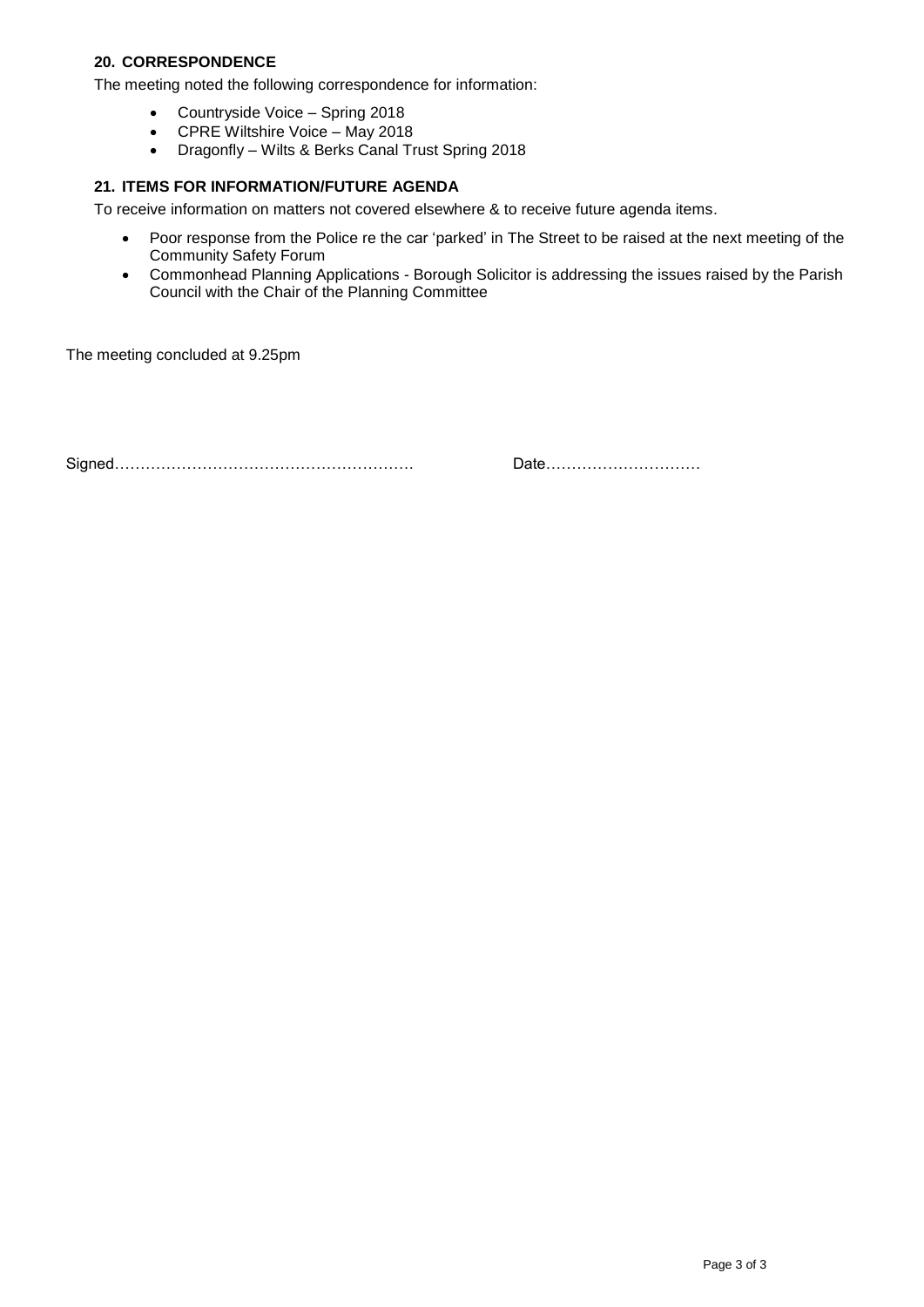### 20. CORRESPONDENCE

The meeting noted the following correspondence for information:

- Countryside Voice – Spring 2018
- CPRE Wiltshire Voice – May 2018
- Dragonfly – Wilts & Berks Canal Trust Spring 2018

### 21. ITEMS FOR INFORMATION/FUTURE AGENDA

To receive information on matters not covered elsewhere & to receive future agenda items.

- Poor response from the Police re the car 'parked' in The Street to be raised at the next meeting of the Community Safety Forum
- Commonhead Planning Applications - Borough Solicitor is addressing the issues raised by the Parish Council with the Chair of the Planning Committee

The meeting concluded at 9.25pm

Signed………………………………………………… Date…………………………